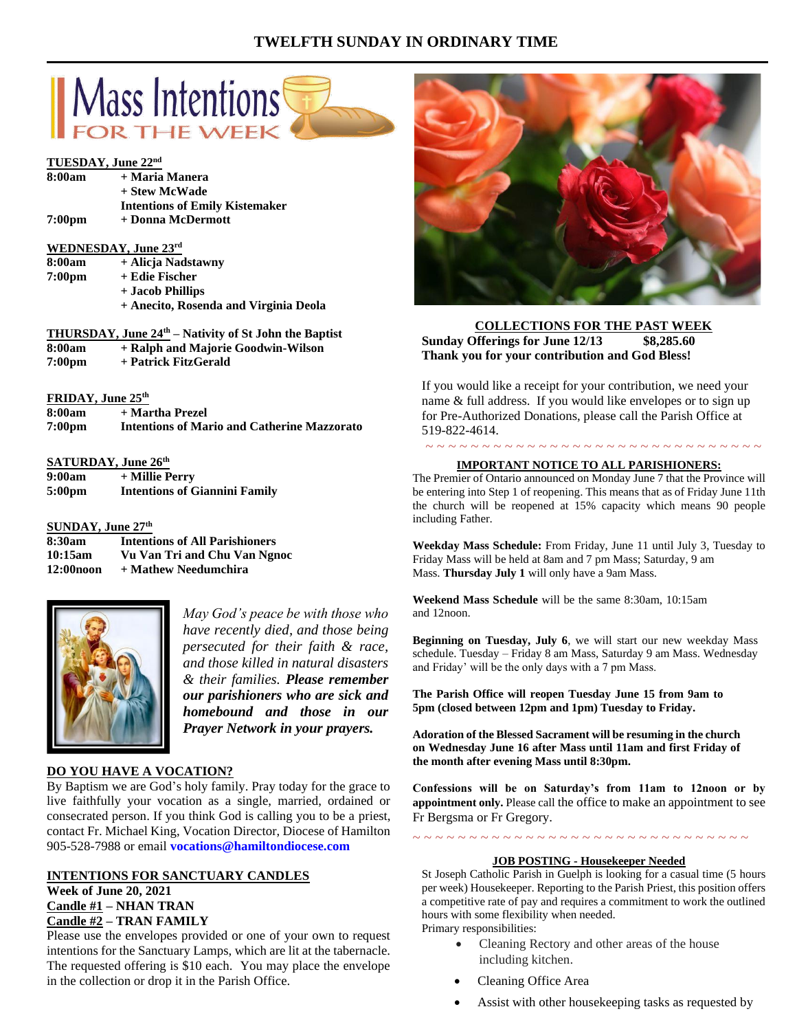# TWELFTH SUNDAY IN ORDINARY TIME

## Mass Intentions FOR THE WEEK

**TUESDAY, June 22nd**

| | |
|---|---|
| **8:00am** | **+ Maria Manera** |
| | **+ Stew McWade** |
| | **Intentions of Emily Kistemaker** |
| **7:00pm** | **+ Donna McDermott** |

**WEDNESDAY, June 23rd**

| | |
|---|---|
| **8:00am** | **+ Alicja Nadstawny** |
| **7:00pm** | **+ Edie Fischer** |
| | **+ Jacob Phillips** |
| | **+ Anecito, Rosenda and Virginia Deola** |

**THURSDAY, June 24th – Nativity of St John the Baptist**

| | |
|---|---|
| **8:00am** | **+ Ralph and Majorie Goodwin-Wilson** |
| **7:00pm** | **+ Patrick FitzGerald** |

**FRIDAY, June 25th**

| | |
|---|---|
| **8:00am** | **+ Martha Prezel** |
| **7:00pm** | **Intentions of Mario and Catherine Mazzorato** |

**SATURDAY, June 26th**

| | |
|---|---|
| **9:00am** | **+ Millie Perry** |
| **5:00pm** | **Intentions of Giannini Family** |

**SUNDAY, June 27th**

| | |
|---|---|
| **8:30am** | **Intentions of All Parishioners** |
| **10:15am** | **Vu Van Tri and Chu Van Ngnoc** |
| **12:00noon** | **+ Mathew Needumchira** |

*May God's peace be with those who have recently died, and those being persecuted for their faith & race, and those killed in natural disasters & their families.* ***Please remember our parishioners who are sick and homebound and those in our Prayer Network in your prayers.***

**DO YOU HAVE A VOCATION?**

By Baptism we are God's holy family. Pray today for the grace to live faithfully your vocation as a single, married, ordained or consecrated person. If you think God is calling you to be a priest, contact Fr. Michael King, Vocation Director, Diocese of Hamilton 905-528-7988 or email **vocations@hamiltondiocese.com**

**INTENTIONS FOR SANCTUARY CANDLES**

**Week of June 20, 2021**

**Candle #1 – NHAN TRAN**

**Candle #2 – TRAN FAMILY**

Please use the envelopes provided or one of your own to request intentions for the Sanctuary Lamps, which are lit at the tabernacle. The requested offering is $10 each. You may place the envelope in the collection or drop it in the Parish Office.

**COLLECTIONS FOR THE PAST WEEK**

**Sunday Offerings for June 12/13 $8,285.60**

**Thank you for your contribution and God Bless!**

If you would like a receipt for your contribution, we need your name & full address. If you would like envelopes or to sign up for Pre-Authorized Donations, please call the Parish Office at 519-822-4614.

~ ~ ~ ~ ~ ~ ~ ~ ~ ~ ~ ~ ~ ~ ~ ~ ~ ~ ~ ~ ~ ~ ~ ~ ~ ~ ~ ~ ~ ~ ~ ~

**IMPORTANT NOTICE TO ALL PARISHIONERS:**

The Premier of Ontario announced on Monday June 7 that the Province will be entering into Step 1 of reopening. This means that as of Friday June 11th the church will be reopened at 15% capacity which means 90 people including Father.

**Weekday Mass Schedule:** From Friday, June 11 until July 3, Tuesday to Friday Mass will be held at 8am and 7 pm Mass; Saturday, 9 am Mass. **Thursday July 1** will only have a 9am Mass.

**Weekend Mass Schedule** will be the same 8:30am, 10:15am and 12noon.

**Beginning on Tuesday, July 6**, we will start our new weekday Mass schedule. Tuesday – Friday 8 am Mass, Saturday 9 am Mass. Wednesday and Friday' will be the only days with a 7 pm Mass.

**The Parish Office will reopen Tuesday June 15 from 9am to 5pm (closed between 12pm and 1pm) Tuesday to Friday.**

**Adoration of the Blessed Sacrament will be resuming in the church on Wednesday June 16 after Mass until 11am and first Friday of the month after evening Mass until 8:30pm.**

**Confessions will be on Saturday's from 11am to 12noon or by appointment only.** Please call the office to make an appointment to see Fr Bergsma or Fr Gregory.

~ ~ ~ ~ ~ ~ ~ ~ ~ ~ ~ ~ ~ ~ ~ ~ ~ ~ ~ ~ ~ ~ ~ ~ ~ ~ ~ ~ ~ ~ ~ ~

**JOB POSTING - Housekeeper Needed**

St Joseph Catholic Parish in Guelph is looking for a casual time (5 hours per week) Housekeeper. Reporting to the Parish Priest, this position offers a competitive rate of pay and requires a commitment to work the outlined hours with some flexibility when needed.

Primary responsibilities:

- Cleaning Rectory and other areas of the house including kitchen.
- Cleaning Office Area
- Assist with other housekeeping tasks as requested by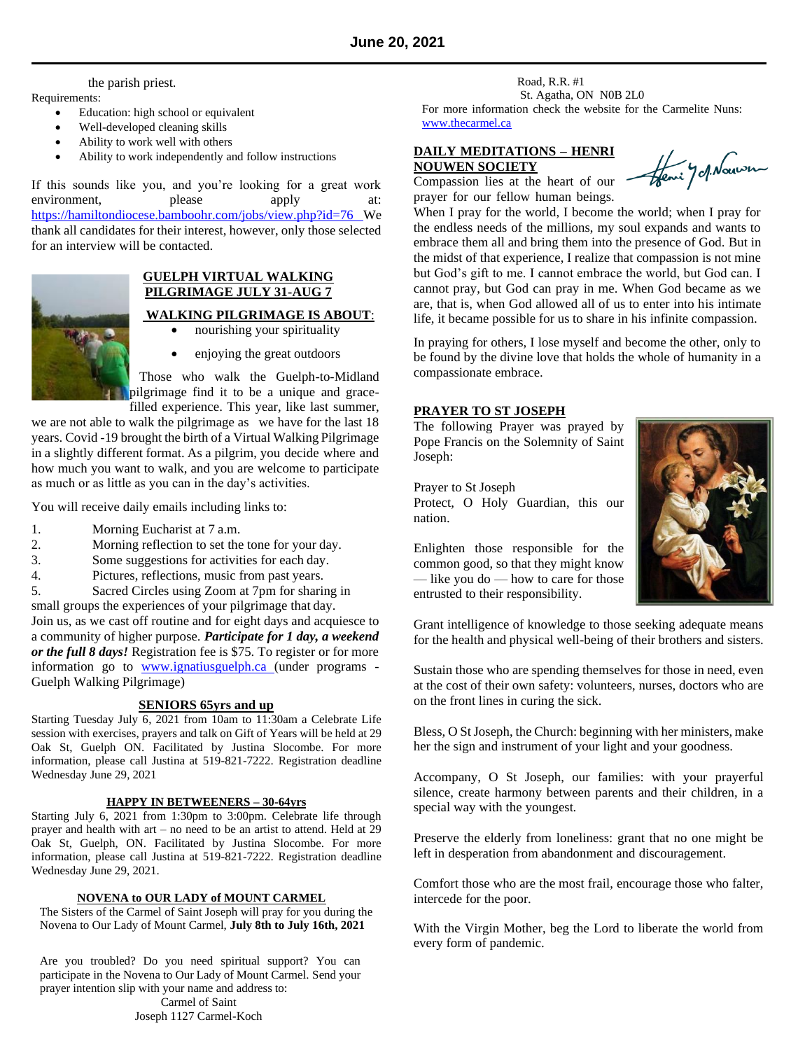the parish priest.

Requirements:

- Education: high school or equivalent
- Well-developed cleaning skills
- Ability to work well with others
- Ability to work independently and follow instructions

If this sounds like you, and you're looking for a great work environment, please apply at: https://hamiltondiocese.bamboohr.com/jobs/view.php?id=76 We thank all candidates for their interest, however, only those selected for an interview will be contacted.

## GUELPH VIRTUAL WALKING PILGRIMAGE JULY 31-AUG 7

**WALKING PILGRIMAGE IS ABOUT:**

- nourishing your spirituality
- enjoying the great outdoors

Those who walk the Guelph-to-Midland pilgrimage find it to be a unique and grace-filled experience. This year, like last summer, we are not able to walk the pilgrimage as we have for the last 18 years. Covid -19 brought the birth of a Virtual Walking Pilgrimage in a slightly different format. As a pilgrim, you decide where and how much you want to walk, and you are welcome to participate as much or as little as you can in the day's activities.

You will receive daily emails including links to:

1. Morning Eucharist at 7 a.m.
2. Morning reflection to set the tone for your day.
3. Some suggestions for activities for each day.
4. Pictures, reflections, music from past years.
5. Sacred Circles using Zoom at 7pm for sharing in small groups the experiences of your pilgrimage that day.

Join us, as we cast off routine and for eight days and acquiesce to a community of higher purpose. ***Participate for 1 day, a weekend or the full 8 days!*** Registration fee is $75. To register or for more information go to www.ignatiusguelph.ca (under programs - Guelph Walking Pilgrimage)

## SENIORS 65yrs and up

Starting Tuesday July 6, 2021 from 10am to 11:30am a Celebrate Life session with exercises, prayers and talk on Gift of Years will be held at 29 Oak St, Guelph ON. Facilitated by Justina Slocombe. For more information, please call Justina at 519-821-7222. Registration deadline Wednesday June 29, 2021

## HAPPY IN BETWEENERS – 30-64yrs

Starting July 6, 2021 from 1:30pm to 3:00pm. Celebrate life through prayer and health with art – no need to be an artist to attend. Held at 29 Oak St, Guelph, ON. Facilitated by Justina Slocombe. For more information, please call Justina at 519-821-7222. Registration deadline Wednesday June 29, 2021.

## NOVENA to OUR LADY of MOUNT CARMEL

The Sisters of the Carmel of Saint Joseph will pray for you during the Novena to Our Lady of Mount Carmel, **July 8th to July 16th, 2021**

Are you troubled? Do you need spiritual support? You can participate in the Novena to Our Lady of Mount Carmel. Send your prayer intention slip with your name and address to:

Carmel of Saint
Joseph 1127 Carmel-Koch
Road, R.R. #1
St. Agatha, ON N0B 2L0

For more information check the website for the Carmelite Nuns: www.thecarmel.ca

## DAILY MEDITATIONS – HENRI NOUWEN SOCIETY

Compassion lies at the heart of our prayer for our fellow human beings. When I pray for the world, I become the world; when I pray for the endless needs of the millions, my soul expands and wants to embrace them all and bring them into the presence of God. But in the midst of that experience, I realize that compassion is not mine but God's gift to me. I cannot embrace the world, but God can. I cannot pray, but God can pray in me. When God became as we are, that is, when God allowed all of us to enter into his intimate life, it became possible for us to share in his infinite compassion.

In praying for others, I lose myself and become the other, only to be found by the divine love that holds the whole of humanity in a compassionate embrace.

## PRAYER TO ST JOSEPH

The following Prayer was prayed by Pope Francis on the Solemnity of Saint Joseph:

Prayer to St Joseph
Protect, O Holy Guardian, this our nation.

Enlighten those responsible for the common good, so that they might know — like you do — how to care for those entrusted to their responsibility.

Grant intelligence of knowledge to those seeking adequate means for the health and physical well-being of their brothers and sisters.

Sustain those who are spending themselves for those in need, even at the cost of their own safety: volunteers, nurses, doctors who are on the front lines in curing the sick.

Bless, O St Joseph, the Church: beginning with her ministers, make her the sign and instrument of your light and your goodness.

Accompany, O St Joseph, our families: with your prayerful silence, create harmony between parents and their children, in a special way with the youngest.

Preserve the elderly from loneliness: grant that no one might be left in desperation from abandonment and discouragement.

Comfort those who are the most frail, encourage those who falter, intercede for the poor.

With the Virgin Mother, beg the Lord to liberate the world from every form of pandemic.